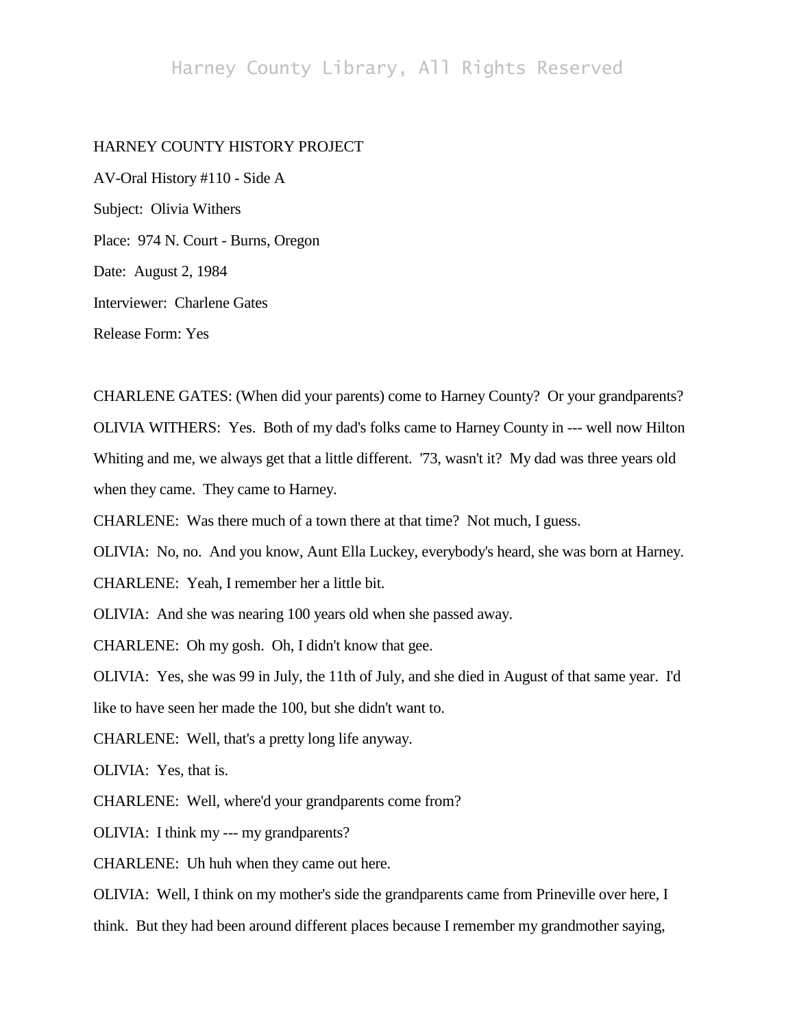HARNEY COUNTY HISTORY PROJECT

AV-Oral History #110 - Side A

Subject: Olivia Withers

Place: 974 N. Court - Burns, Oregon

Date: August 2, 1984

Interviewer: Charlene Gates

Release Form: Yes

CHARLENE GATES: (When did your parents) come to Harney County? Or your grandparents?

OLIVIA WITHERS: Yes. Both of my dad's folks came to Harney County in --- well now Hilton Whiting and me, we always get that a little different. '73, wasn't it? My dad was three years old when they came. They came to Harney.

CHARLENE: Was there much of a town there at that time? Not much, I guess.

OLIVIA: No, no. And you know, Aunt Ella Luckey, everybody's heard, she was born at Harney.

CHARLENE: Yeah, I remember her a little bit.

OLIVIA: And she was nearing 100 years old when she passed away.

CHARLENE: Oh my gosh. Oh, I didn't know that gee.

OLIVIA: Yes, she was 99 in July, the 11th of July, and she died in August of that same year. I'd like to have seen her made the 100, but she didn't want to.

CHARLENE: Well, that's a pretty long life anyway.

OLIVIA: Yes, that is.

CHARLENE: Well, where'd your grandparents come from?

OLIVIA: I think my --- my grandparents?

CHARLENE: Uh huh when they came out here.

OLIVIA: Well, I think on my mother's side the grandparents came from Prineville over here, I think. But they had been around different places because I remember my grandmother saying,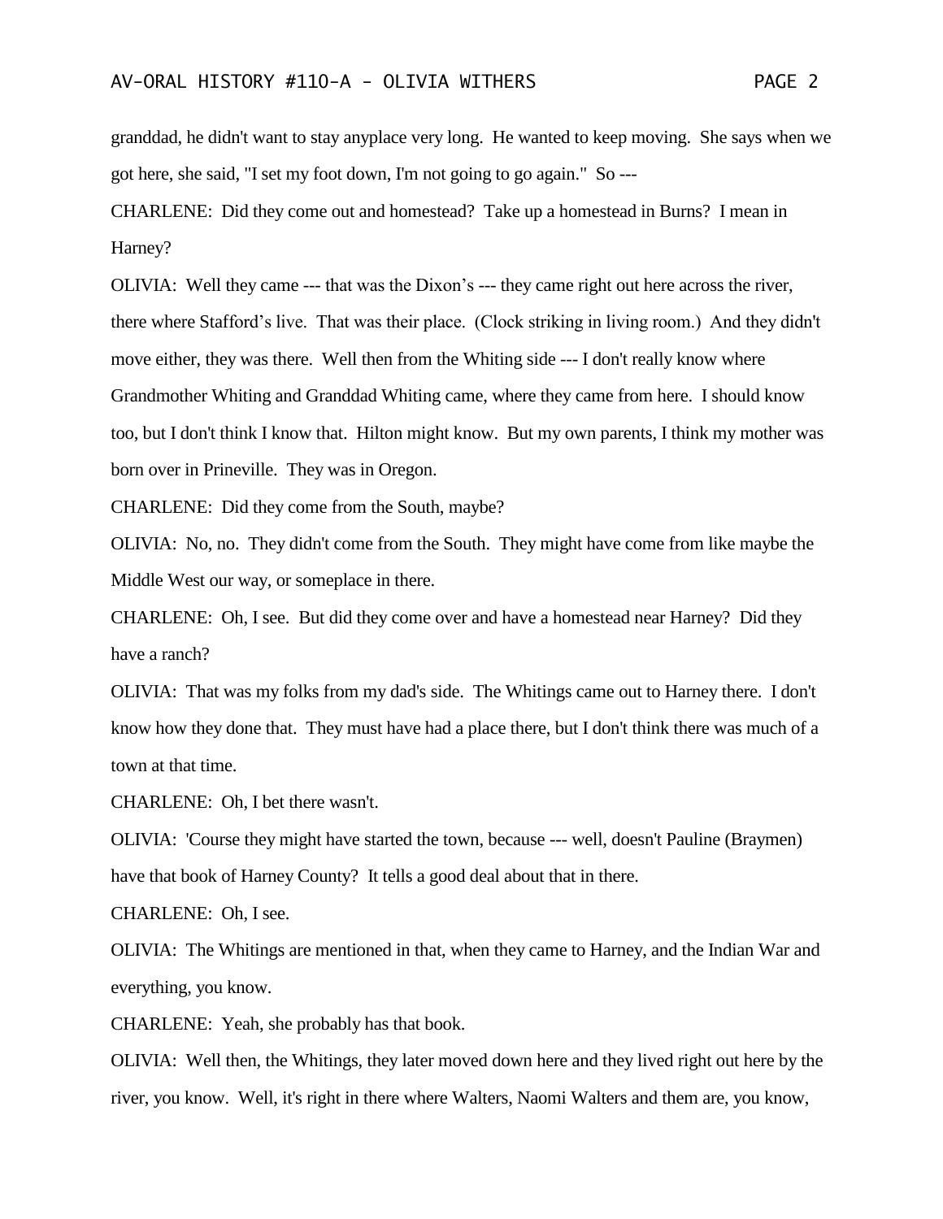granddad, he didn't want to stay anyplace very long. He wanted to keep moving. She says when we got here, she said, "I set my foot down, I'm not going to go again." So ---

CHARLENE: Did they come out and homestead? Take up a homestead in Burns? I mean in Harney?

OLIVIA: Well they came --- that was the Dixon's --- they came right out here across the river, there where Stafford's live. That was their place. (Clock striking in living room.) And they didn't move either, they was there. Well then from the Whiting side --- I don't really know where Grandmother Whiting and Granddad Whiting came, where they came from here. I should know too, but I don't think I know that. Hilton might know. But my own parents, I think my mother was born over in Prineville. They was in Oregon.

CHARLENE: Did they come from the South, maybe?

OLIVIA: No, no. They didn't come from the South. They might have come from like maybe the Middle West our way, or someplace in there.

CHARLENE: Oh, I see. But did they come over and have a homestead near Harney? Did they have a ranch?

OLIVIA: That was my folks from my dad's side. The Whitings came out to Harney there. I don't know how they done that. They must have had a place there, but I don't think there was much of a town at that time.

CHARLENE: Oh, I bet there wasn't.

OLIVIA: 'Course they might have started the town, because --- well, doesn't Pauline (Braymen) have that book of Harney County? It tells a good deal about that in there.

CHARLENE: Oh, I see.

OLIVIA: The Whitings are mentioned in that, when they came to Harney, and the Indian War and everything, you know.

CHARLENE: Yeah, she probably has that book.

OLIVIA: Well then, the Whitings, they later moved down here and they lived right out here by the river, you know. Well, it's right in there where Walters, Naomi Walters and them are, you know,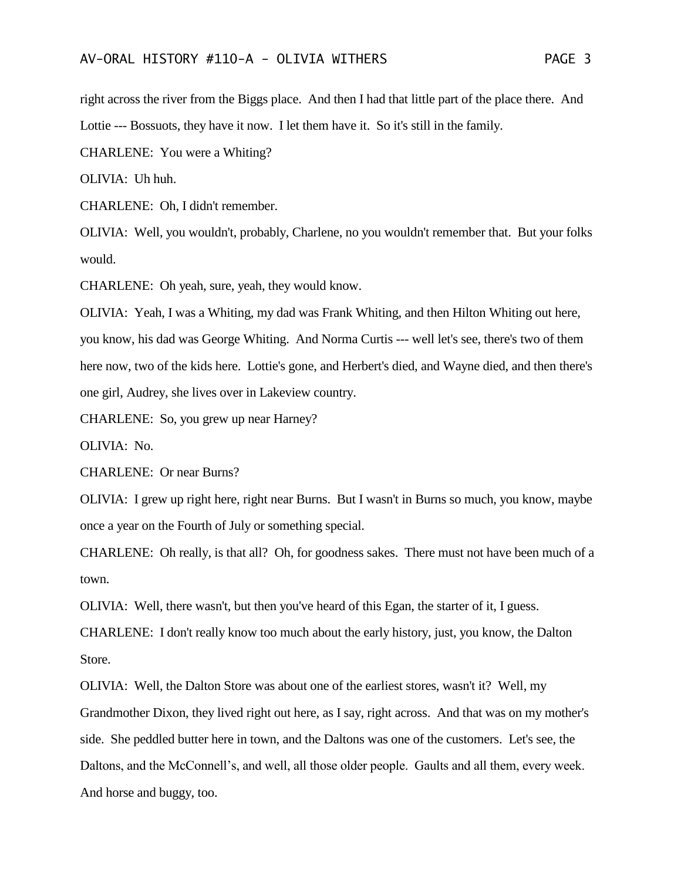right across the river from the Biggs place. And then I had that little part of the place there. And Lottie --- Bossuots, they have it now. I let them have it. So it's still in the family.

CHARLENE: You were a Whiting?

OLIVIA: Uh huh.

CHARLENE: Oh, I didn't remember.

OLIVIA: Well, you wouldn't, probably, Charlene, no you wouldn't remember that. But your folks would.

CHARLENE: Oh yeah, sure, yeah, they would know.

OLIVIA: Yeah, I was a Whiting, my dad was Frank Whiting, and then Hilton Whiting out here, you know, his dad was George Whiting. And Norma Curtis --- well let's see, there's two of them here now, two of the kids here. Lottie's gone, and Herbert's died, and Wayne died, and then there's one girl, Audrey, she lives over in Lakeview country.

CHARLENE: So, you grew up near Harney?

OLIVIA: No.

CHARLENE: Or near Burns?

OLIVIA: I grew up right here, right near Burns. But I wasn't in Burns so much, you know, maybe once a year on the Fourth of July or something special.

CHARLENE: Oh really, is that all? Oh, for goodness sakes. There must not have been much of a town.

OLIVIA: Well, there wasn't, but then you've heard of this Egan, the starter of it, I guess.

CHARLENE: I don't really know too much about the early history, just, you know, the Dalton Store.

OLIVIA: Well, the Dalton Store was about one of the earliest stores, wasn't it? Well, my Grandmother Dixon, they lived right out here, as I say, right across. And that was on my mother's side. She peddled butter here in town, and the Daltons was one of the customers. Let's see, the Daltons, and the McConnell's, and well, all those older people. Gaults and all them, every week. And horse and buggy, too.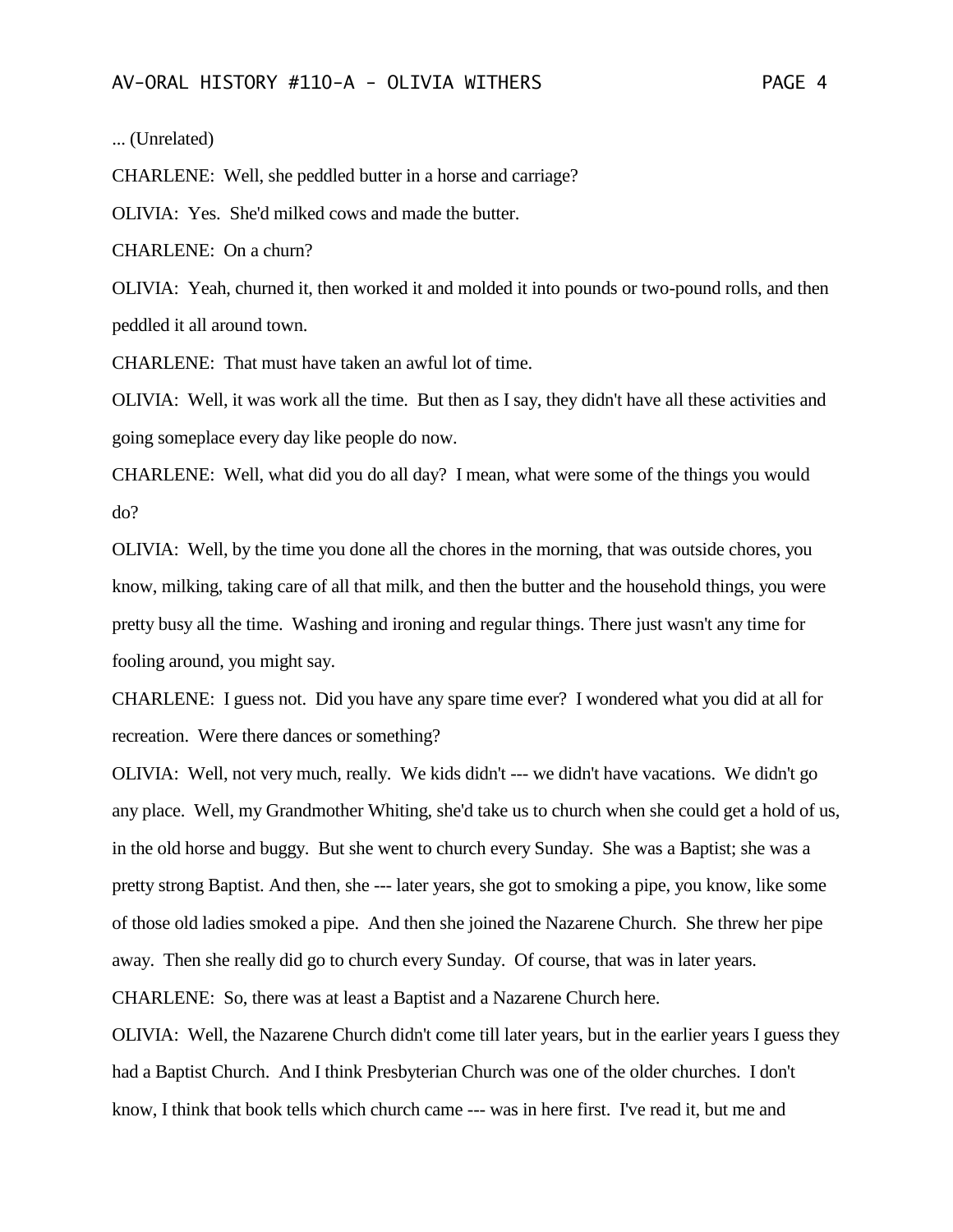... (Unrelated)

CHARLENE: Well, she peddled butter in a horse and carriage?

OLIVIA: Yes. She'd milked cows and made the butter.

CHARLENE: On a churn?

OLIVIA: Yeah, churned it, then worked it and molded it into pounds or two-pound rolls, and then peddled it all around town.

CHARLENE: That must have taken an awful lot of time.

OLIVIA: Well, it was work all the time. But then as I say, they didn't have all these activities and going someplace every day like people do now.

CHARLENE: Well, what did you do all day? I mean, what were some of the things you would do?

OLIVIA: Well, by the time you done all the chores in the morning, that was outside chores, you know, milking, taking care of all that milk, and then the butter and the household things, you were pretty busy all the time. Washing and ironing and regular things. There just wasn't any time for fooling around, you might say.

CHARLENE: I guess not. Did you have any spare time ever? I wondered what you did at all for recreation. Were there dances or something?

OLIVIA: Well, not very much, really. We kids didn't --- we didn't have vacations. We didn't go any place. Well, my Grandmother Whiting, she'd take us to church when she could get a hold of us, in the old horse and buggy. But she went to church every Sunday. She was a Baptist; she was a pretty strong Baptist. And then, she --- later years, she got to smoking a pipe, you know, like some of those old ladies smoked a pipe. And then she joined the Nazarene Church. She threw her pipe away. Then she really did go to church every Sunday. Of course, that was in later years.

CHARLENE: So, there was at least a Baptist and a Nazarene Church here.

OLIVIA: Well, the Nazarene Church didn't come till later years, but in the earlier years I guess they had a Baptist Church. And I think Presbyterian Church was one of the older churches. I don't know, I think that book tells which church came --- was in here first. I've read it, but me and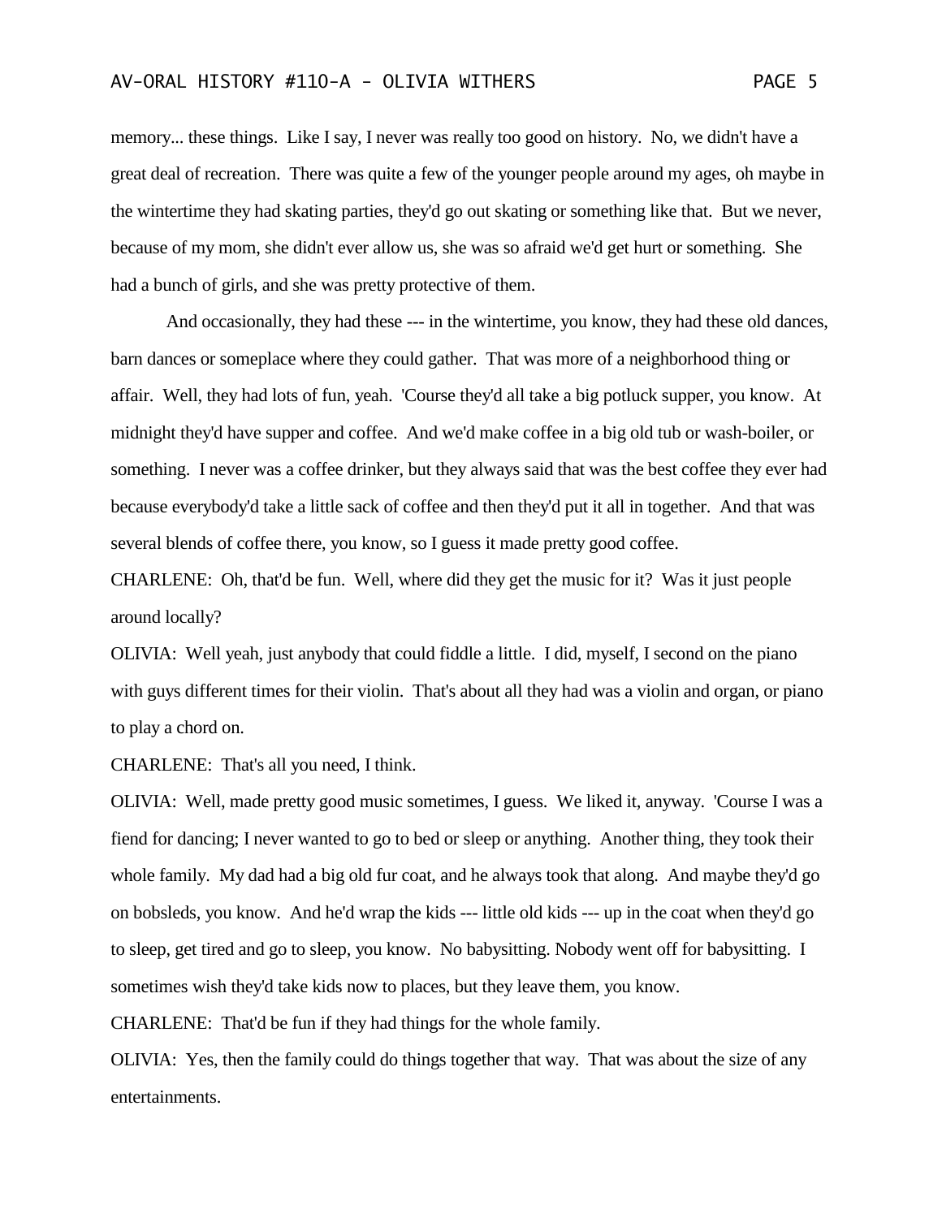memory... these things. Like I say, I never was really too good on history. No, we didn't have a great deal of recreation. There was quite a few of the younger people around my ages, oh maybe in the wintertime they had skating parties, they'd go out skating or something like that. But we never, because of my mom, she didn't ever allow us, she was so afraid we'd get hurt or something. She had a bunch of girls, and she was pretty protective of them.

And occasionally, they had these --- in the wintertime, you know, they had these old dances, barn dances or someplace where they could gather. That was more of a neighborhood thing or affair. Well, they had lots of fun, yeah. 'Course they'd all take a big potluck supper, you know. At midnight they'd have supper and coffee. And we'd make coffee in a big old tub or wash-boiler, or something. I never was a coffee drinker, but they always said that was the best coffee they ever had because everybody'd take a little sack of coffee and then they'd put it all in together. And that was several blends of coffee there, you know, so I guess it made pretty good coffee.

CHARLENE: Oh, that'd be fun. Well, where did they get the music for it? Was it just people around locally?

OLIVIA: Well yeah, just anybody that could fiddle a little. I did, myself, I second on the piano with guys different times for their violin. That's about all they had was a violin and organ, or piano to play a chord on.

CHARLENE: That's all you need, I think.

OLIVIA: Well, made pretty good music sometimes, I guess. We liked it, anyway. 'Course I was a fiend for dancing; I never wanted to go to bed or sleep or anything. Another thing, they took their whole family. My dad had a big old fur coat, and he always took that along. And maybe they'd go on bobsleds, you know. And he'd wrap the kids --- little old kids --- up in the coat when they'd go to sleep, get tired and go to sleep, you know. No babysitting. Nobody went off for babysitting. I sometimes wish they'd take kids now to places, but they leave them, you know.

CHARLENE: That'd be fun if they had things for the whole family.

OLIVIA: Yes, then the family could do things together that way. That was about the size of any entertainments.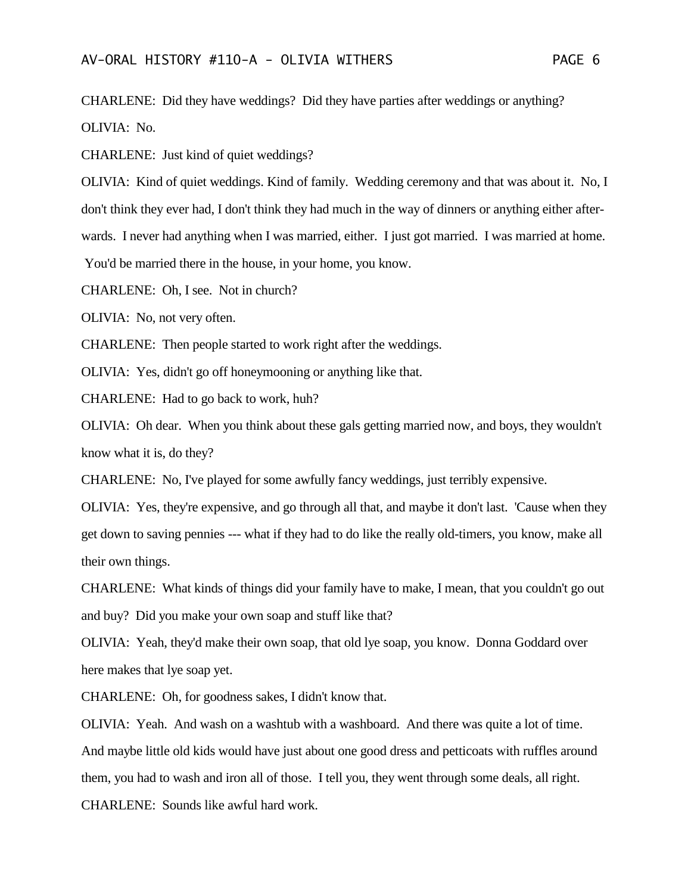CHARLENE: Did they have weddings? Did they have parties after weddings or anything?

OLIVIA: No.

CHARLENE: Just kind of quiet weddings?

OLIVIA: Kind of quiet weddings. Kind of family. Wedding ceremony and that was about it. No, I don't think they ever had, I don't think they had much in the way of dinners or anything either afterwards. I never had anything when I was married, either. I just got married. I was married at home. You'd be married there in the house, in your home, you know.

CHARLENE: Oh, I see. Not in church?

OLIVIA: No, not very often.

CHARLENE: Then people started to work right after the weddings.

OLIVIA: Yes, didn't go off honeymooning or anything like that.

CHARLENE: Had to go back to work, huh?

OLIVIA: Oh dear. When you think about these gals getting married now, and boys, they wouldn't know what it is, do they?

CHARLENE: No, I've played for some awfully fancy weddings, just terribly expensive.

OLIVIA: Yes, they're expensive, and go through all that, and maybe it don't last. 'Cause when they get down to saving pennies --- what if they had to do like the really old-timers, you know, make all their own things.

CHARLENE: What kinds of things did your family have to make, I mean, that you couldn't go out and buy? Did you make your own soap and stuff like that?

OLIVIA: Yeah, they'd make their own soap, that old lye soap, you know. Donna Goddard over here makes that lye soap yet.

CHARLENE: Oh, for goodness sakes, I didn't know that.

OLIVIA: Yeah. And wash on a washtub with a washboard. And there was quite a lot of time. And maybe little old kids would have just about one good dress and petticoats with ruffles around them, you had to wash and iron all of those. I tell you, they went through some deals, all right.

CHARLENE: Sounds like awful hard work.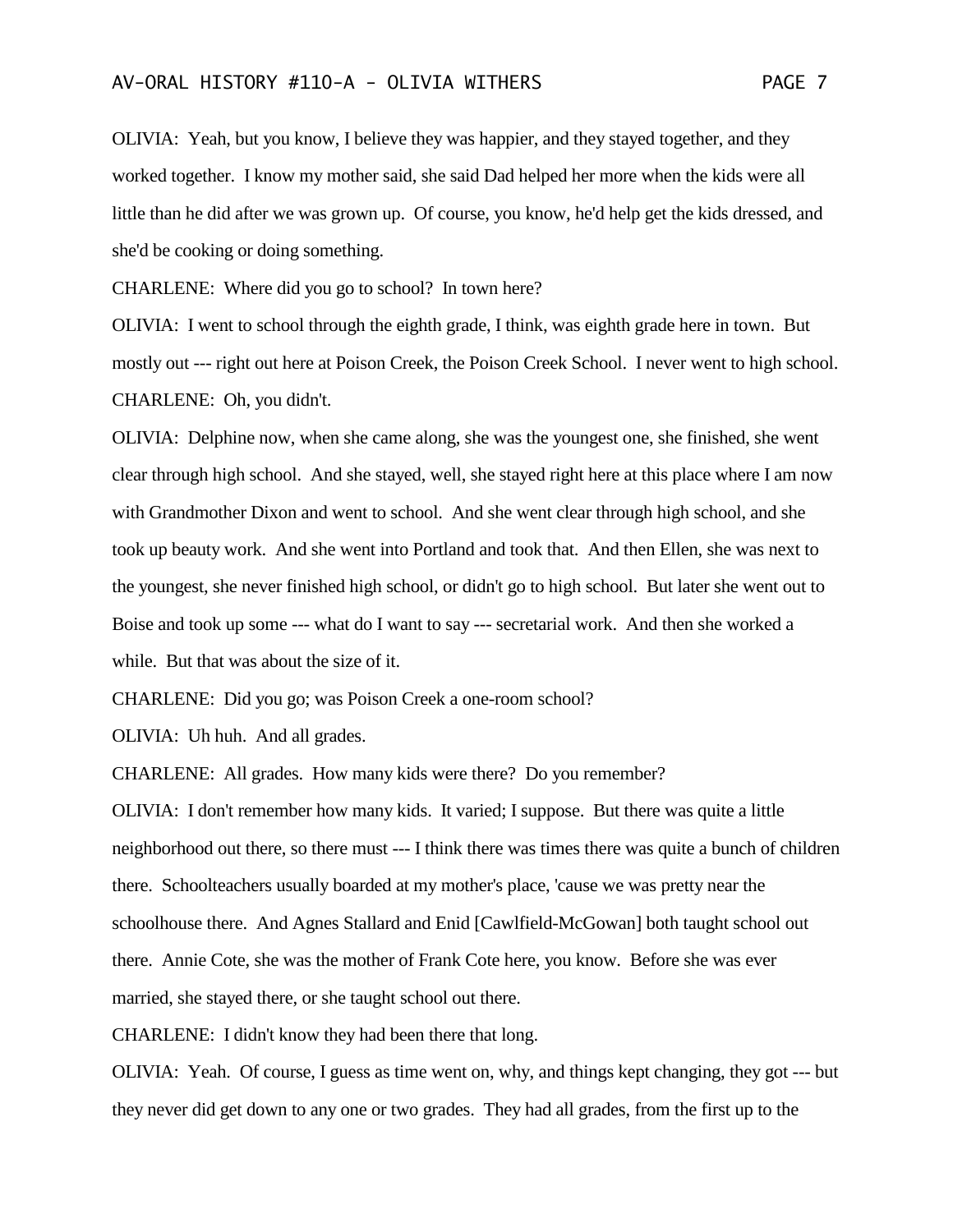OLIVIA: Yeah, but you know, I believe they was happier, and they stayed together, and they worked together. I know my mother said, she said Dad helped her more when the kids were all little than he did after we was grown up. Of course, you know, he'd help get the kids dressed, and she'd be cooking or doing something.

CHARLENE: Where did you go to school? In town here?

OLIVIA: I went to school through the eighth grade, I think, was eighth grade here in town. But mostly out --- right out here at Poison Creek, the Poison Creek School. I never went to high school.

CHARLENE: Oh, you didn't.

OLIVIA: Delphine now, when she came along, she was the youngest one, she finished, she went clear through high school. And she stayed, well, she stayed right here at this place where I am now with Grandmother Dixon and went to school. And she went clear through high school, and she took up beauty work. And she went into Portland and took that. And then Ellen, she was next to the youngest, she never finished high school, or didn't go to high school. But later she went out to Boise and took up some --- what do I want to say --- secretarial work. And then she worked a while. But that was about the size of it.

CHARLENE: Did you go; was Poison Creek a one-room school?

OLIVIA: Uh huh. And all grades.

CHARLENE: All grades. How many kids were there? Do you remember?

OLIVIA: I don't remember how many kids. It varied; I suppose. But there was quite a little neighborhood out there, so there must --- I think there was times there was quite a bunch of children there. Schoolteachers usually boarded at my mother's place, 'cause we was pretty near the schoolhouse there. And Agnes Stallard and Enid [Cawlfield-McGowan] both taught school out there. Annie Cote, she was the mother of Frank Cote here, you know. Before she was ever married, she stayed there, or she taught school out there.

CHARLENE: I didn't know they had been there that long.

OLIVIA: Yeah. Of course, I guess as time went on, why, and things kept changing, they got --- but they never did get down to any one or two grades. They had all grades, from the first up to the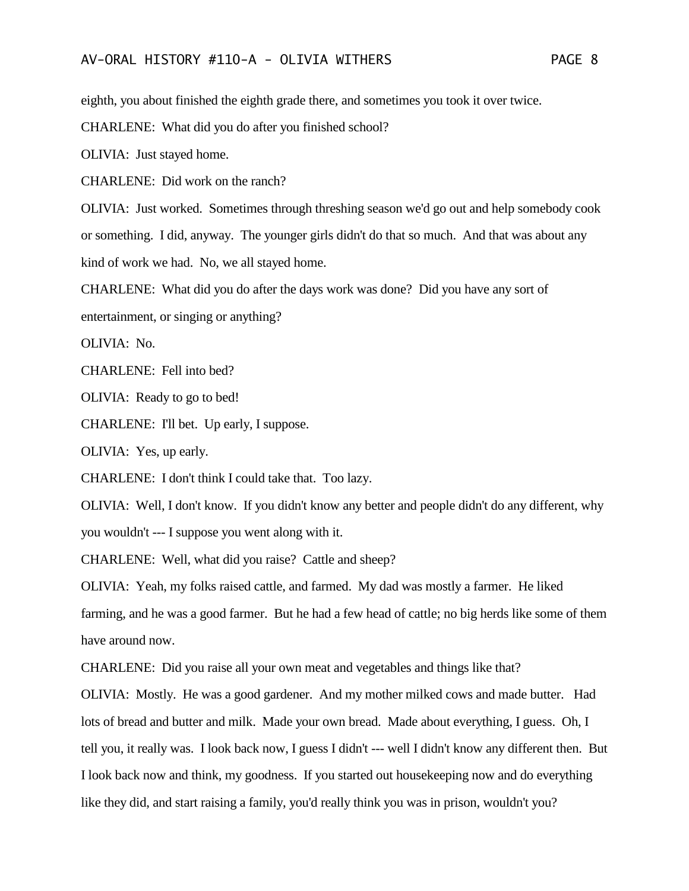eighth, you about finished the eighth grade there, and sometimes you took it over twice.

CHARLENE: What did you do after you finished school?

OLIVIA: Just stayed home.

CHARLENE: Did work on the ranch?

OLIVIA: Just worked. Sometimes through threshing season we'd go out and help somebody cook or something. I did, anyway. The younger girls didn't do that so much. And that was about any kind of work we had. No, we all stayed home.

CHARLENE: What did you do after the days work was done? Did you have any sort of entertainment, or singing or anything?

OLIVIA: No.

CHARLENE: Fell into bed?

OLIVIA: Ready to go to bed!

CHARLENE: I'll bet. Up early, I suppose.

OLIVIA: Yes, up early.

CHARLENE: I don't think I could take that. Too lazy.

OLIVIA: Well, I don't know. If you didn't know any better and people didn't do any different, why you wouldn't --- I suppose you went along with it.

CHARLENE: Well, what did you raise? Cattle and sheep?

OLIVIA: Yeah, my folks raised cattle, and farmed. My dad was mostly a farmer. He liked farming, and he was a good farmer. But he had a few head of cattle; no big herds like some of them have around now.

CHARLENE: Did you raise all your own meat and vegetables and things like that?

OLIVIA: Mostly. He was a good gardener. And my mother milked cows and made butter. Had lots of bread and butter and milk. Made your own bread. Made about everything, I guess. Oh, I tell you, it really was. I look back now, I guess I didn't --- well I didn't know any different then. But I look back now and think, my goodness. If you started out housekeeping now and do everything like they did, and start raising a family, you'd really think you was in prison, wouldn't you?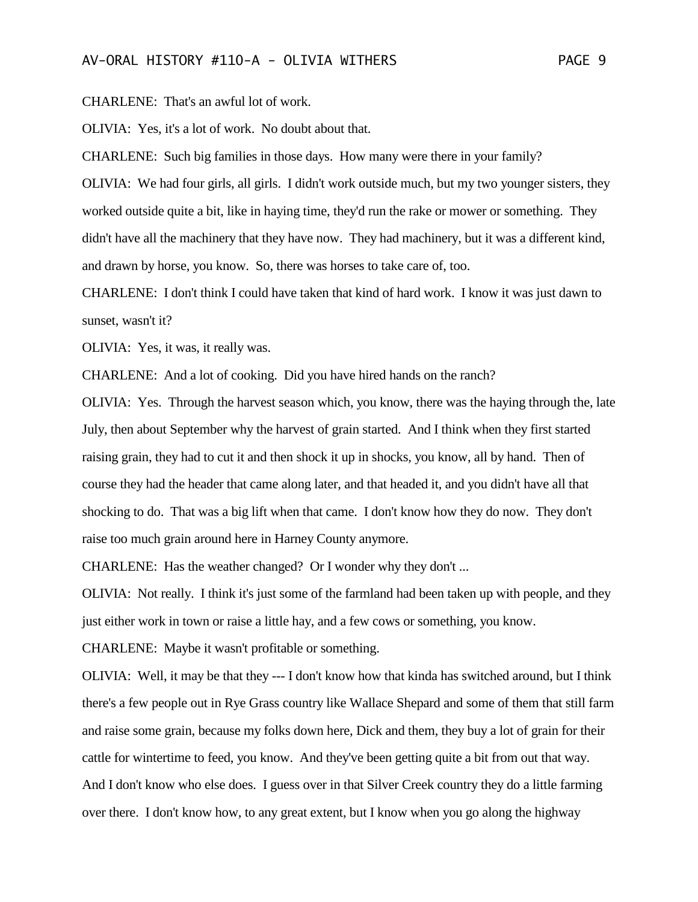CHARLENE: That's an awful lot of work.

OLIVIA: Yes, it's a lot of work. No doubt about that.

CHARLENE: Such big families in those days. How many were there in your family?

OLIVIA: We had four girls, all girls. I didn't work outside much, but my two younger sisters, they worked outside quite a bit, like in haying time, they'd run the rake or mower or something. They didn't have all the machinery that they have now. They had machinery, but it was a different kind, and drawn by horse, you know. So, there was horses to take care of, too.

CHARLENE: I don't think I could have taken that kind of hard work. I know it was just dawn to sunset, wasn't it?

OLIVIA: Yes, it was, it really was.

CHARLENE: And a lot of cooking. Did you have hired hands on the ranch?

OLIVIA: Yes. Through the harvest season which, you know, there was the haying through the, late July, then about September why the harvest of grain started. And I think when they first started raising grain, they had to cut it and then shock it up in shocks, you know, all by hand. Then of course they had the header that came along later, and that headed it, and you didn't have all that shocking to do. That was a big lift when that came. I don't know how they do now. They don't raise too much grain around here in Harney County anymore.

CHARLENE: Has the weather changed? Or I wonder why they don't ...

OLIVIA: Not really. I think it's just some of the farmland had been taken up with people, and they just either work in town or raise a little hay, and a few cows or something, you know.

CHARLENE: Maybe it wasn't profitable or something.

OLIVIA: Well, it may be that they --- I don't know how that kinda has switched around, but I think there's a few people out in Rye Grass country like Wallace Shepard and some of them that still farm and raise some grain, because my folks down here, Dick and them, they buy a lot of grain for their cattle for wintertime to feed, you know. And they've been getting quite a bit from out that way. And I don't know who else does. I guess over in that Silver Creek country they do a little farming over there. I don't know how, to any great extent, but I know when you go along the highway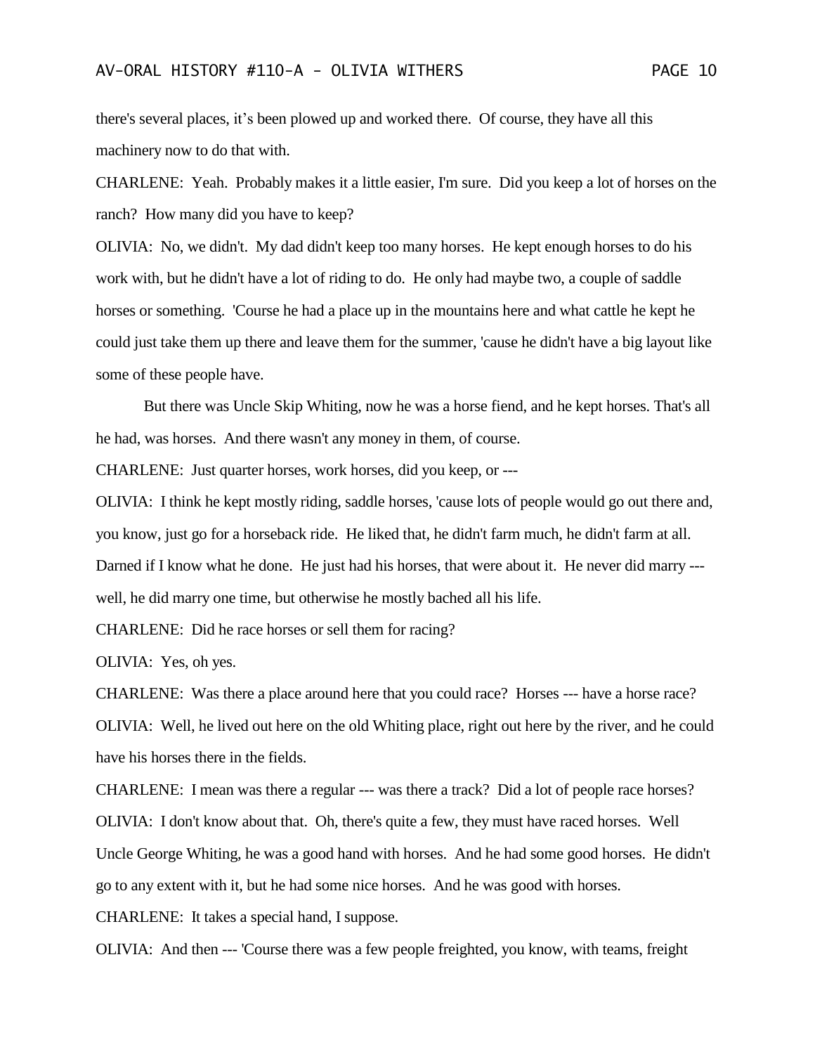there's several places, it's been plowed up and worked there. Of course, they have all this machinery now to do that with.

CHARLENE: Yeah. Probably makes it a little easier, I'm sure. Did you keep a lot of horses on the ranch? How many did you have to keep?

OLIVIA: No, we didn't. My dad didn't keep too many horses. He kept enough horses to do his work with, but he didn't have a lot of riding to do. He only had maybe two, a couple of saddle horses or something. 'Course he had a place up in the mountains here and what cattle he kept he could just take them up there and leave them for the summer, 'cause he didn't have a big layout like some of these people have.

But there was Uncle Skip Whiting, now he was a horse fiend, and he kept horses. That's all he had, was horses. And there wasn't any money in them, of course.

CHARLENE: Just quarter horses, work horses, did you keep, or ---

OLIVIA: I think he kept mostly riding, saddle horses, 'cause lots of people would go out there and, you know, just go for a horseback ride. He liked that, he didn't farm much, he didn't farm at all. Darned if I know what he done. He just had his horses, that were about it. He never did marry --- well, he did marry one time, but otherwise he mostly bached all his life.

CHARLENE: Did he race horses or sell them for racing?

OLIVIA: Yes, oh yes.

CHARLENE: Was there a place around here that you could race? Horses --- have a horse race?

OLIVIA: Well, he lived out here on the old Whiting place, right out here by the river, and he could have his horses there in the fields.

CHARLENE: I mean was there a regular --- was there a track? Did a lot of people race horses?

OLIVIA: I don't know about that. Oh, there's quite a few, they must have raced horses. Well Uncle George Whiting, he was a good hand with horses. And he had some good horses. He didn't go to any extent with it, but he had some nice horses. And he was good with horses.

CHARLENE: It takes a special hand, I suppose.

OLIVIA: And then --- 'Course there was a few people freighted, you know, with teams, freight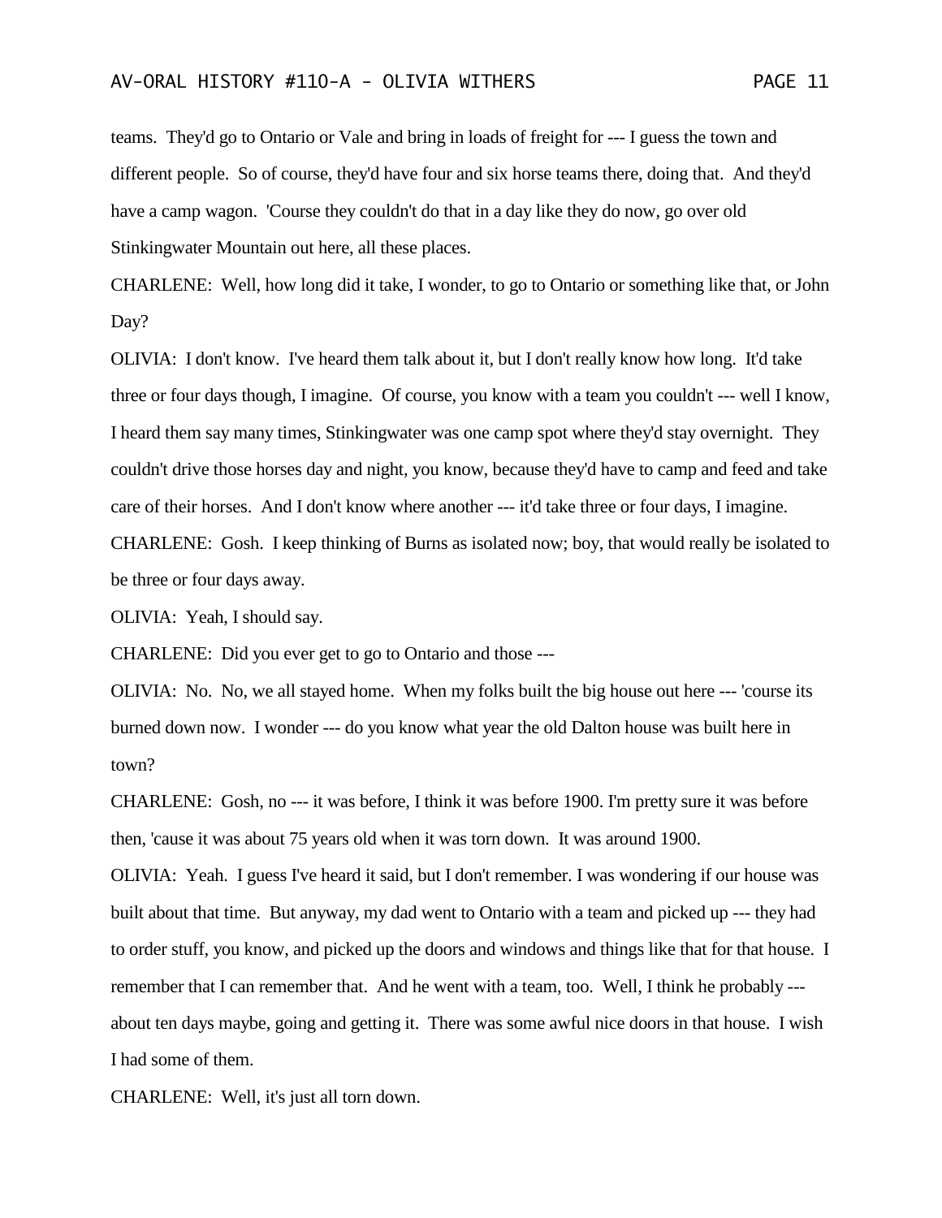teams. They'd go to Ontario or Vale and bring in loads of freight for --- I guess the town and different people. So of course, they'd have four and six horse teams there, doing that. And they'd have a camp wagon. 'Course they couldn't do that in a day like they do now, go over old Stinkingwater Mountain out here, all these places.

CHARLENE: Well, how long did it take, I wonder, to go to Ontario or something like that, or John Day?

OLIVIA: I don't know. I've heard them talk about it, but I don't really know how long. It'd take three or four days though, I imagine. Of course, you know with a team you couldn't --- well I know, I heard them say many times, Stinkingwater was one camp spot where they'd stay overnight. They couldn't drive those horses day and night, you know, because they'd have to camp and feed and take care of their horses. And I don't know where another --- it'd take three or four days, I imagine.

CHARLENE: Gosh. I keep thinking of Burns as isolated now; boy, that would really be isolated to be three or four days away.

OLIVIA: Yeah, I should say.

CHARLENE: Did you ever get to go to Ontario and those ---

OLIVIA: No. No, we all stayed home. When my folks built the big house out here --- 'course its burned down now. I wonder --- do you know what year the old Dalton house was built here in town?

CHARLENE: Gosh, no --- it was before, I think it was before 1900. I'm pretty sure it was before then, 'cause it was about 75 years old when it was torn down. It was around 1900.

OLIVIA: Yeah. I guess I've heard it said, but I don't remember. I was wondering if our house was built about that time. But anyway, my dad went to Ontario with a team and picked up --- they had to order stuff, you know, and picked up the doors and windows and things like that for that house. I remember that I can remember that. And he went with a team, too. Well, I think he probably --- about ten days maybe, going and getting it. There was some awful nice doors in that house. I wish I had some of them.

CHARLENE: Well, it's just all torn down.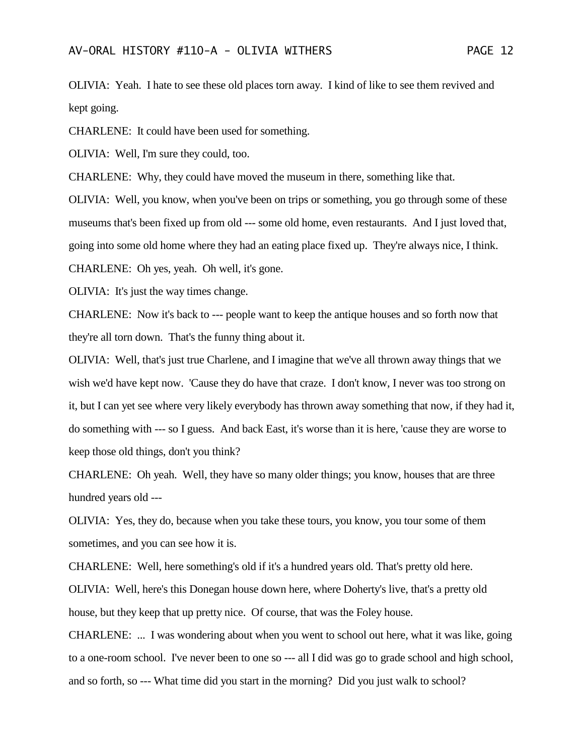OLIVIA: Yeah. I hate to see these old places torn away. I kind of like to see them revived and kept going.

CHARLENE: It could have been used for something.

OLIVIA: Well, I'm sure they could, too.

CHARLENE: Why, they could have moved the museum in there, something like that.

OLIVIA: Well, you know, when you've been on trips or something, you go through some of these museums that's been fixed up from old --- some old home, even restaurants. And I just loved that, going into some old home where they had an eating place fixed up. They're always nice, I think.

CHARLENE: Oh yes, yeah. Oh well, it's gone.

OLIVIA: It's just the way times change.

CHARLENE: Now it's back to --- people want to keep the antique houses and so forth now that they're all torn down. That's the funny thing about it.

OLIVIA: Well, that's just true Charlene, and I imagine that we've all thrown away things that we wish we'd have kept now. 'Cause they do have that craze. I don't know, I never was too strong on it, but I can yet see where very likely everybody has thrown away something that now, if they had it, do something with --- so I guess. And back East, it's worse than it is here, 'cause they are worse to keep those old things, don't you think?

CHARLENE: Oh yeah. Well, they have so many older things; you know, houses that are three hundred years old ---

OLIVIA: Yes, they do, because when you take these tours, you know, you tour some of them sometimes, and you can see how it is.

CHARLENE: Well, here something's old if it's a hundred years old. That's pretty old here.

OLIVIA: Well, here's this Donegan house down here, where Doherty's live, that's a pretty old house, but they keep that up pretty nice. Of course, that was the Foley house.

CHARLENE: ... I was wondering about when you went to school out here, what it was like, going to a one-room school. I've never been to one so --- all I did was go to grade school and high school, and so forth, so --- What time did you start in the morning? Did you just walk to school?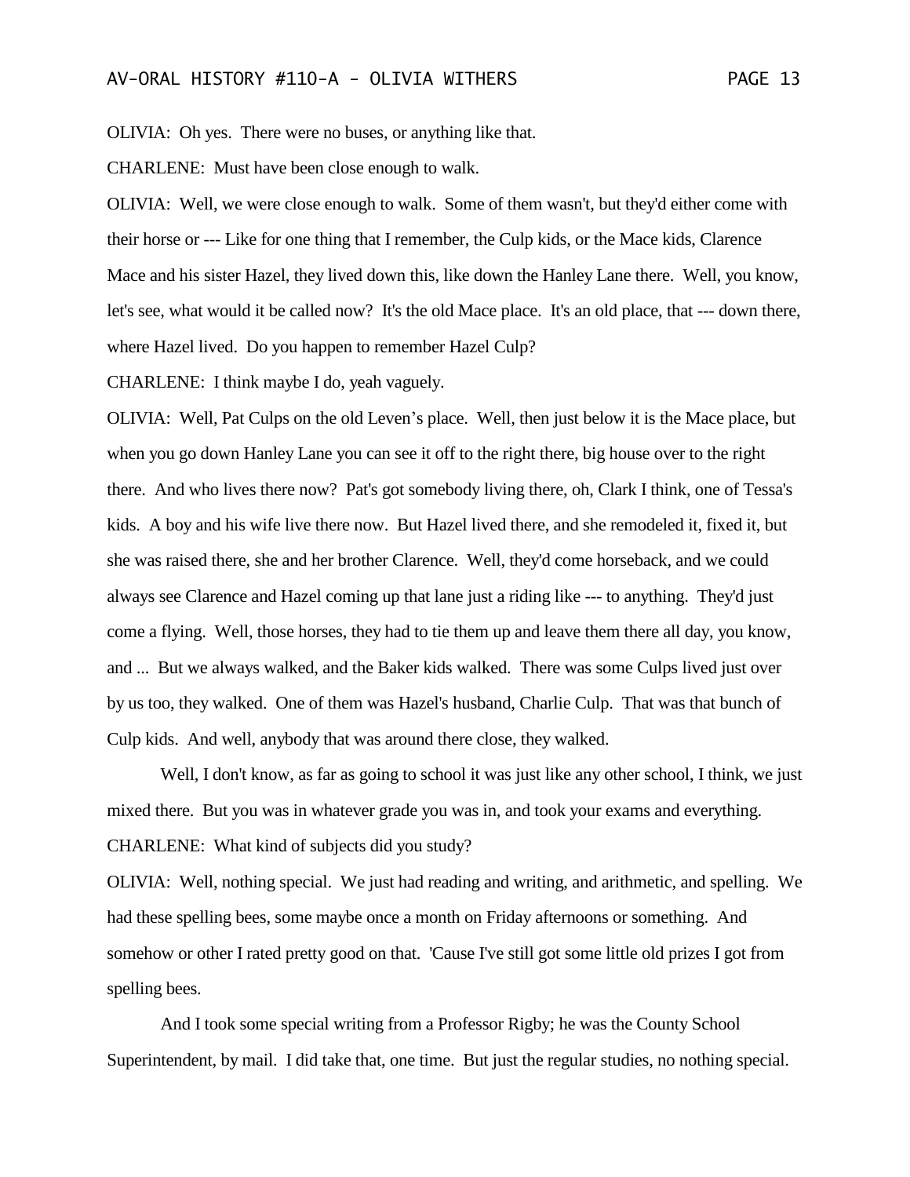OLIVIA: Oh yes. There were no buses, or anything like that.

CHARLENE: Must have been close enough to walk.

OLIVIA: Well, we were close enough to walk. Some of them wasn't, but they'd either come with their horse or --- Like for one thing that I remember, the Culp kids, or the Mace kids, Clarence Mace and his sister Hazel, they lived down this, like down the Hanley Lane there. Well, you know, let's see, what would it be called now? It's the old Mace place. It's an old place, that --- down there, where Hazel lived. Do you happen to remember Hazel Culp?

CHARLENE: I think maybe I do, yeah vaguely.

OLIVIA: Well, Pat Culps on the old Leven's place. Well, then just below it is the Mace place, but when you go down Hanley Lane you can see it off to the right there, big house over to the right there. And who lives there now? Pat's got somebody living there, oh, Clark I think, one of Tessa's kids. A boy and his wife live there now. But Hazel lived there, and she remodeled it, fixed it, but she was raised there, she and her brother Clarence. Well, they'd come horseback, and we could always see Clarence and Hazel coming up that lane just a riding like --- to anything. They'd just come a flying. Well, those horses, they had to tie them up and leave them there all day, you know, and ... But we always walked, and the Baker kids walked. There was some Culps lived just over by us too, they walked. One of them was Hazel's husband, Charlie Culp. That was that bunch of Culp kids. And well, anybody that was around there close, they walked.

Well, I don't know, as far as going to school it was just like any other school, I think, we just mixed there. But you was in whatever grade you was in, and took your exams and everything.

CHARLENE: What kind of subjects did you study?

OLIVIA: Well, nothing special. We just had reading and writing, and arithmetic, and spelling. We had these spelling bees, some maybe once a month on Friday afternoons or something. And somehow or other I rated pretty good on that. 'Cause I've still got some little old prizes I got from spelling bees.

And I took some special writing from a Professor Rigby; he was the County School Superintendent, by mail. I did take that, one time. But just the regular studies, no nothing special.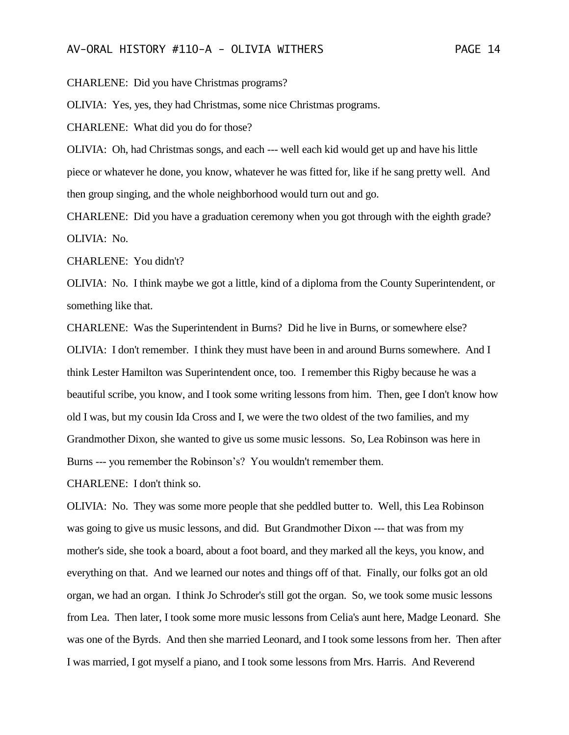CHARLENE: Did you have Christmas programs?

OLIVIA: Yes, yes, they had Christmas, some nice Christmas programs.

CHARLENE: What did you do for those?

OLIVIA: Oh, had Christmas songs, and each --- well each kid would get up and have his little piece or whatever he done, you know, whatever he was fitted for, like if he sang pretty well. And then group singing, and the whole neighborhood would turn out and go.

CHARLENE: Did you have a graduation ceremony when you got through with the eighth grade?

OLIVIA: No.

CHARLENE: You didn't?

OLIVIA: No. I think maybe we got a little, kind of a diploma from the County Superintendent, or something like that.

CHARLENE: Was the Superintendent in Burns? Did he live in Burns, or somewhere else?

OLIVIA: I don't remember. I think they must have been in and around Burns somewhere. And I think Lester Hamilton was Superintendent once, too. I remember this Rigby because he was a beautiful scribe, you know, and I took some writing lessons from him. Then, gee I don't know how old I was, but my cousin Ida Cross and I, we were the two oldest of the two families, and my Grandmother Dixon, she wanted to give us some music lessons. So, Lea Robinson was here in Burns --- you remember the Robinson's? You wouldn't remember them.

CHARLENE: I don't think so.

OLIVIA: No. They was some more people that she peddled butter to. Well, this Lea Robinson was going to give us music lessons, and did. But Grandmother Dixon --- that was from my mother's side, she took a board, about a foot board, and they marked all the keys, you know, and everything on that. And we learned our notes and things off of that. Finally, our folks got an old organ, we had an organ. I think Jo Schroder's still got the organ. So, we took some music lessons from Lea. Then later, I took some more music lessons from Celia's aunt here, Madge Leonard. She was one of the Byrds. And then she married Leonard, and I took some lessons from her. Then after I was married, I got myself a piano, and I took some lessons from Mrs. Harris. And Reverend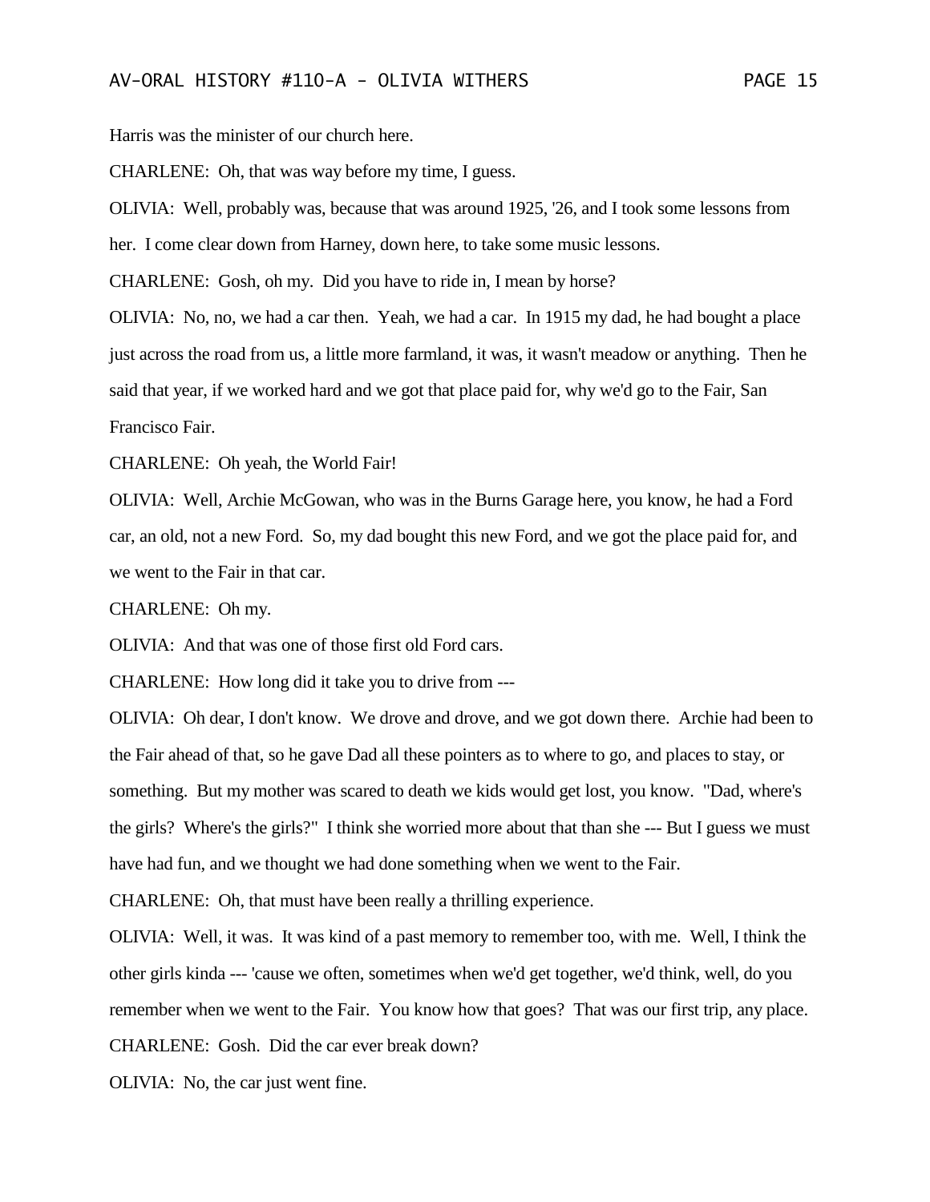Harris was the minister of our church here.

CHARLENE: Oh, that was way before my time, I guess.

OLIVIA: Well, probably was, because that was around 1925, '26, and I took some lessons from her. I come clear down from Harney, down here, to take some music lessons.

CHARLENE: Gosh, oh my. Did you have to ride in, I mean by horse?

OLIVIA: No, no, we had a car then. Yeah, we had a car. In 1915 my dad, he had bought a place just across the road from us, a little more farmland, it was, it wasn't meadow or anything. Then he said that year, if we worked hard and we got that place paid for, why we'd go to the Fair, San Francisco Fair.

CHARLENE: Oh yeah, the World Fair!

OLIVIA: Well, Archie McGowan, who was in the Burns Garage here, you know, he had a Ford car, an old, not a new Ford. So, my dad bought this new Ford, and we got the place paid for, and we went to the Fair in that car.

CHARLENE: Oh my.

OLIVIA: And that was one of those first old Ford cars.

CHARLENE: How long did it take you to drive from ---

OLIVIA: Oh dear, I don't know. We drove and drove, and we got down there. Archie had been to the Fair ahead of that, so he gave Dad all these pointers as to where to go, and places to stay, or something. But my mother was scared to death we kids would get lost, you know. "Dad, where's the girls? Where's the girls?" I think she worried more about that than she --- But I guess we must have had fun, and we thought we had done something when we went to the Fair.

CHARLENE: Oh, that must have been really a thrilling experience.

OLIVIA: Well, it was. It was kind of a past memory to remember too, with me. Well, I think the other girls kinda --- 'cause we often, sometimes when we'd get together, we'd think, well, do you remember when we went to the Fair. You know how that goes? That was our first trip, any place.

CHARLENE: Gosh. Did the car ever break down?

OLIVIA: No, the car just went fine.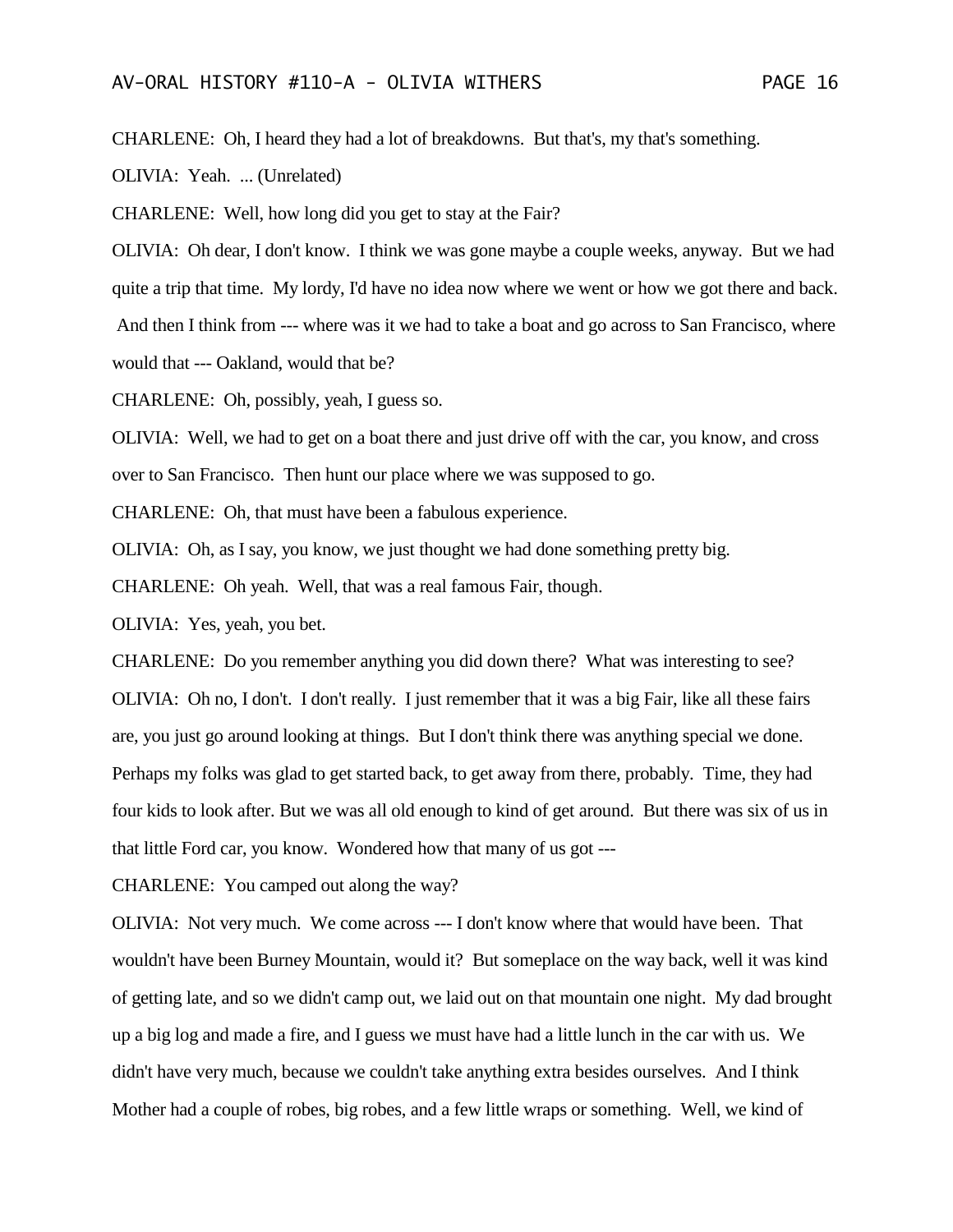CHARLENE: Oh, I heard they had a lot of breakdowns. But that's, my that's something.

OLIVIA: Yeah. ... (Unrelated)

CHARLENE: Well, how long did you get to stay at the Fair?

OLIVIA: Oh dear, I don't know. I think we was gone maybe a couple weeks, anyway. But we had quite a trip that time. My lordy, I'd have no idea now where we went or how we got there and back. And then I think from --- where was it we had to take a boat and go across to San Francisco, where would that --- Oakland, would that be?

CHARLENE: Oh, possibly, yeah, I guess so.

OLIVIA: Well, we had to get on a boat there and just drive off with the car, you know, and cross over to San Francisco. Then hunt our place where we was supposed to go.

CHARLENE: Oh, that must have been a fabulous experience.

OLIVIA: Oh, as I say, you know, we just thought we had done something pretty big.

CHARLENE: Oh yeah. Well, that was a real famous Fair, though.

OLIVIA: Yes, yeah, you bet.

CHARLENE: Do you remember anything you did down there? What was interesting to see?

OLIVIA: Oh no, I don't. I don't really. I just remember that it was a big Fair, like all these fairs are, you just go around looking at things. But I don't think there was anything special we done. Perhaps my folks was glad to get started back, to get away from there, probably. Time, they had four kids to look after. But we was all old enough to kind of get around. But there was six of us in that little Ford car, you know. Wondered how that many of us got ---

CHARLENE: You camped out along the way?

OLIVIA: Not very much. We come across --- I don't know where that would have been. That wouldn't have been Burney Mountain, would it? But someplace on the way back, well it was kind of getting late, and so we didn't camp out, we laid out on that mountain one night. My dad brought up a big log and made a fire, and I guess we must have had a little lunch in the car with us. We didn't have very much, because we couldn't take anything extra besides ourselves. And I think Mother had a couple of robes, big robes, and a few little wraps or something. Well, we kind of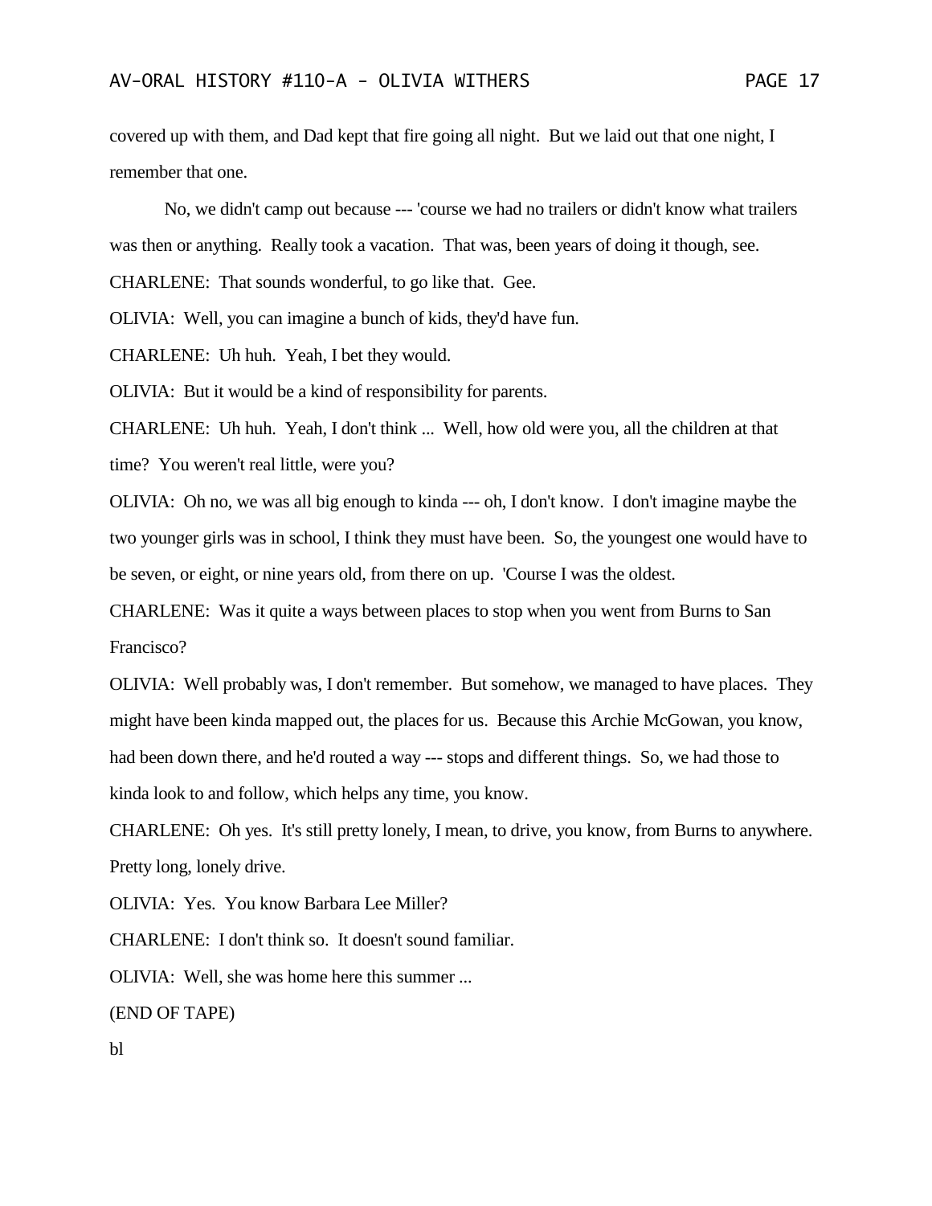covered up with them, and Dad kept that fire going all night. But we laid out that one night, I remember that one.

No, we didn't camp out because --- 'course we had no trailers or didn't know what trailers was then or anything. Really took a vacation. That was, been years of doing it though, see.

CHARLENE: That sounds wonderful, to go like that. Gee.

OLIVIA: Well, you can imagine a bunch of kids, they'd have fun.

CHARLENE: Uh huh. Yeah, I bet they would.

OLIVIA: But it would be a kind of responsibility for parents.

CHARLENE: Uh huh. Yeah, I don't think ... Well, how old were you, all the children at that time? You weren't real little, were you?

OLIVIA: Oh no, we was all big enough to kinda --- oh, I don't know. I don't imagine maybe the two younger girls was in school, I think they must have been. So, the youngest one would have to be seven, or eight, or nine years old, from there on up. 'Course I was the oldest.

CHARLENE: Was it quite a ways between places to stop when you went from Burns to San Francisco?

OLIVIA: Well probably was, I don't remember. But somehow, we managed to have places. They might have been kinda mapped out, the places for us. Because this Archie McGowan, you know, had been down there, and he'd routed a way --- stops and different things. So, we had those to kinda look to and follow, which helps any time, you know.

CHARLENE: Oh yes. It's still pretty lonely, I mean, to drive, you know, from Burns to anywhere. Pretty long, lonely drive.

OLIVIA: Yes. You know Barbara Lee Miller?

CHARLENE: I don't think so. It doesn't sound familiar.

OLIVIA: Well, she was home here this summer ...

(END OF TAPE)

bl